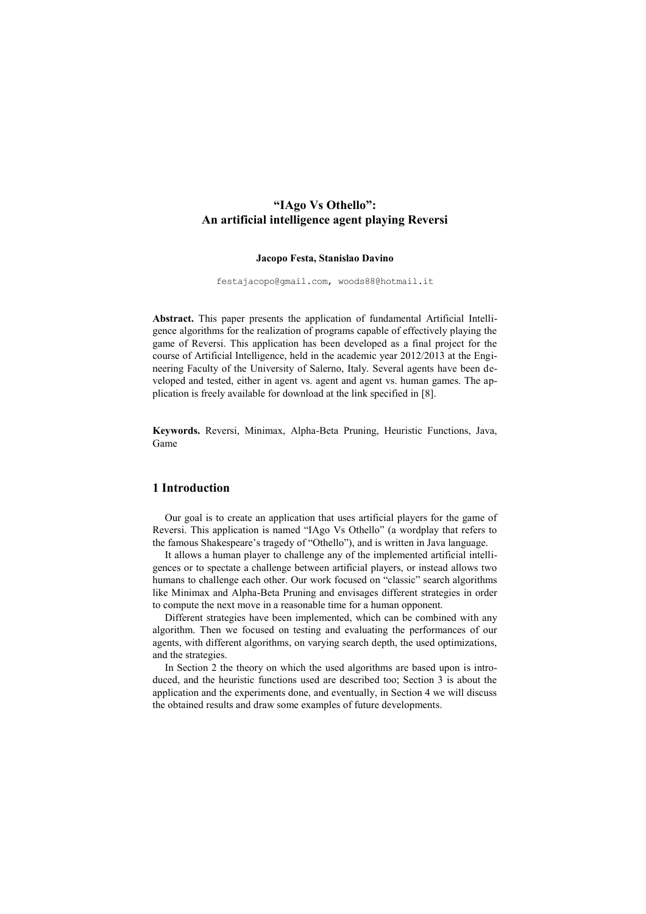# "IAgo Vs Othello": An artificial intelligence agent playing Reversi

**Jacopo Festa, Stanislao Davino**

festajacopo@gmail.com, woods88@hotmail.it

**Abstract.** This paper presents the application of fundamental Artificial Intelligence algorithms for the realization of programs capable of effectively playing the game of Reversi. This application has been developed as a final project for the course of Artificial Intelligence, held in the academic year 2012/2013 at the Engineering Faculty of the University of Salerno, Italy. Several agents have been developed and tested, either in agent vs. agent and agent vs. human games. The application is freely available for download at the link specified in [8].

**Keywords.** Reversi, Minimax, Alpha-Beta Pruning, Heuristic Functions, Java, Game

## 1 Introduction

Our goal is to create an application that uses artificial players for the game of Reversi. This application is named "IAgo Vs Othello" (a wordplay that refers to the famous Shakespeare's tragedy of "Othello"), and is written in Java language.

It allows a human player to challenge any of the implemented artificial intelligences or to spectate a challenge between artificial players, or instead allows two humans to challenge each other. Our work focused on "classic" search algorithms like Minimax and Alpha-Beta Pruning and envisages different strategies in order to compute the next move in a reasonable time for a human opponent.

Different strategies have been implemented, which can be combined with any algorithm. Then we focused on testing and evaluating the performances of our agents, with different algorithms, on varying search depth, the used optimizations, and the strategies.

In Section 2 the theory on which the used algorithms are based upon is introduced, and the heuristic functions used are described too; Section 3 is about the application and the experiments done, and eventually, in Section 4 we will discuss the obtained results and draw some examples of future developments.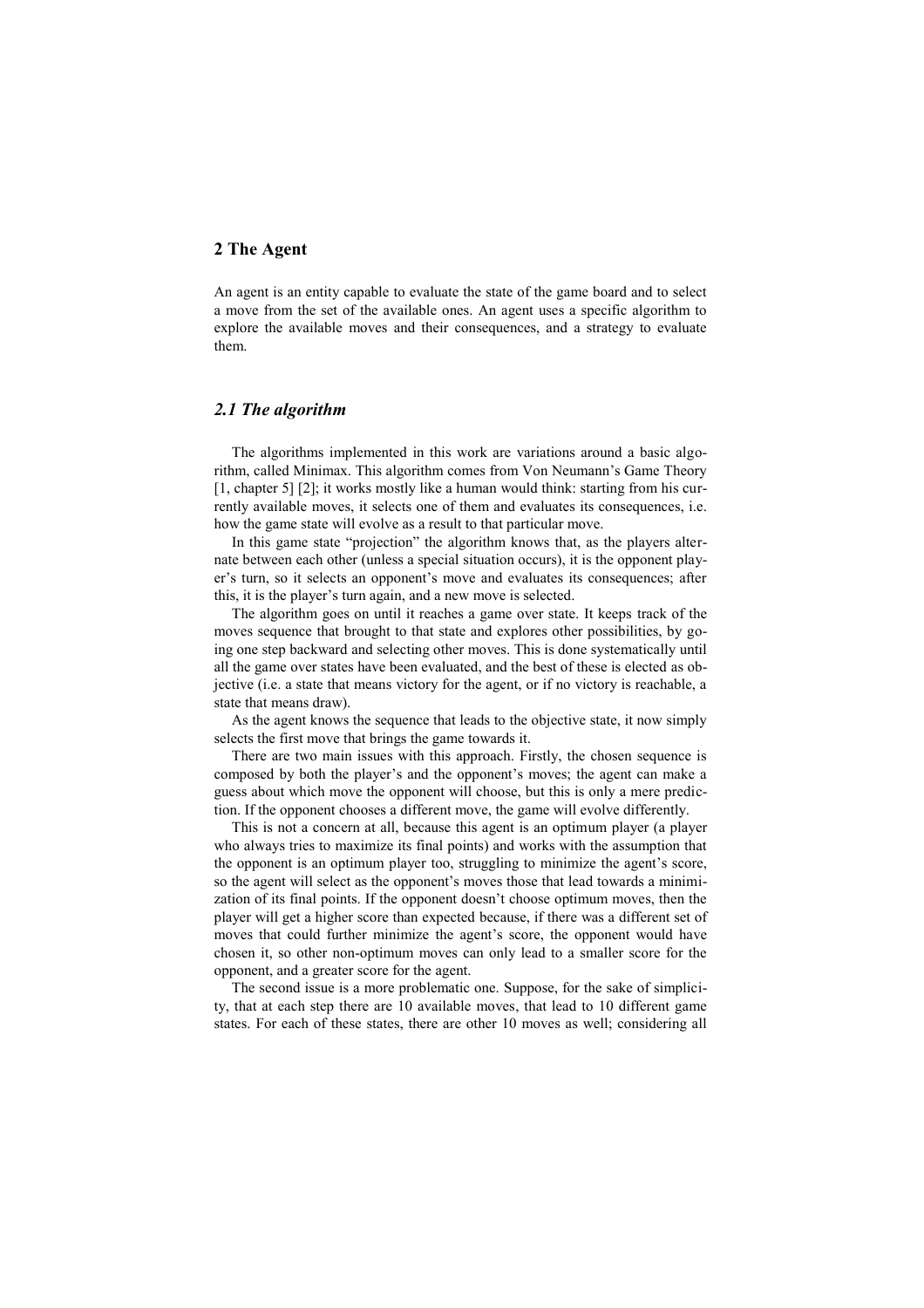## 2 The Agent

An agent is an entity capable to evaluate the state of the game board and to select a move from the set of the available ones. An agent uses a specific algorithm to explore the available moves and their consequences, and a strategy to evaluate them.

### *2.1 The algorithm*

The algorithms implemented in this work are variations around a basic algorithm, called Minimax. This algorithm comes from Von Neumann's Game Theory [1, chapter 5] [2]; it works mostly like a human would think: starting from his currently available moves, it selects one of them and evaluates its consequences, i.e. how the game state will evolve as a result to that particular move.

In this game state "projection" the algorithm knows that, as the players alternate between each other (unless a special situation occurs), it is the opponent player's turn, so it selects an opponent's move and evaluates its consequences; after this, it is the player's turn again, and a new move is selected.

The algorithm goes on until it reaches a game over state. It keeps track of the moves sequence that brought to that state and explores other possibilities, by going one step backward and selecting other moves. This is done systematically until all the game over states have been evaluated, and the best of these is elected as objective (i.e. a state that means victory for the agent, or if no victory is reachable, a state that means draw).

As the agent knows the sequence that leads to the objective state, it now simply selects the first move that brings the game towards it.

There are two main issues with this approach. Firstly, the chosen sequence is composed by both the player's and the opponent's moves; the agent can make a guess about which move the opponent will choose, but this is only a mere prediction. If the opponent chooses a different move, the game will evolve differently.

This is not a concern at all, because this agent is an optimum player (a player who always tries to maximize its final points) and works with the assumption that the opponent is an optimum player too, struggling to minimize the agent's score, so the agent will select as the opponent's moves those that lead towards a minimization of its final points. If the opponent doesn't choose optimum moves, then the player will get a higher score than expected because, if there was a different set of moves that could further minimize the agent's score, the opponent would have chosen it, so other non-optimum moves can only lead to a smaller score for the opponent, and a greater score for the agent.

The second issue is a more problematic one. Suppose, for the sake of simplicity, that at each step there are 10 available moves, that lead to 10 different game states. For each of these states, there are other 10 moves as well; considering all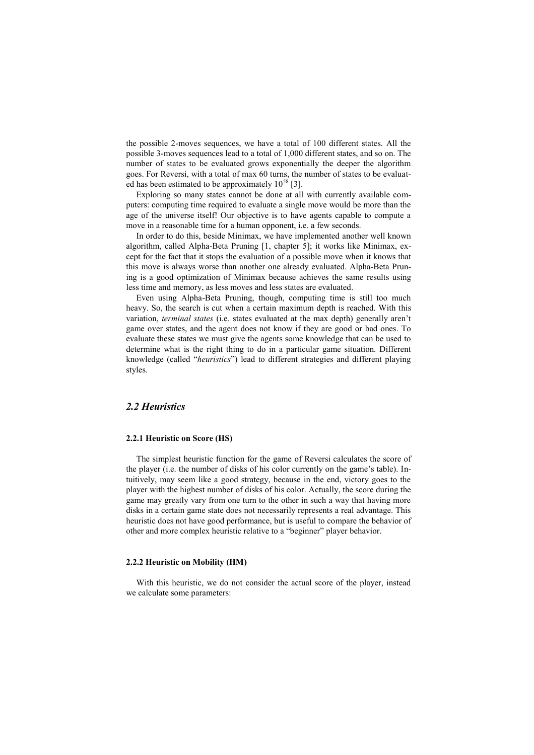the possible 2-moves sequences, we have a total of 100 different states. All the possible 3-moves sequences lead to a total of 1,000 different states, and so on. The number of states to be evaluated grows exponentially the deeper the algorithm goes. For Reversi, with a total of max 60 turns, the number of states to be evaluated has been estimated to be approximately $10^{58}$ [3].

Exploring so many states cannot be done at all with currently available computers: computing time required to evaluate a single move would be more than the age of the universe itself! Our objective is to have agents capable to compute a move in a reasonable time for a human opponent, i.e. a few seconds.

In order to do this, beside Minimax, we have implemented another well known algorithm, called Alpha-Beta Pruning [1, chapter 5]; it works like Minimax, except for the fact that it stops the evaluation of a possible move when it knows that this move is always worse than another one already evaluated. Alpha-Beta Pruning is a good optimization of Minimax because achieves the same results using less time and memory, as less moves and less states are evaluated.

Even using Alpha-Beta Pruning, though, computing time is still too much heavy. So, the search is cut when a certain maximum depth is reached. With this variation, *terminal states* (i.e. states evaluated at the max depth) generally aren't game over states, and the agent does not know if they are good or bad ones. To evaluate these states we must give the agents some knowledge that can be used to determine what is the right thing to do in a particular game situation. Different knowledge (called "*heuristics*") lead to different strategies and different playing styles.

## *2.2 Heuristics*

#### 2.2.1 Heuristic on Score (HS)

The simplest heuristic function for the game of Reversi calculates the score of the player (i.e. the number of disks of his color currently on the game's table). Intuitively, may seem like a good strategy, because in the end, victory goes to the player with the highest number of disks of his color. Actually, the score during the game may greatly vary from one turn to the other in such a way that having more disks in a certain game state does not necessarily represents a real advantage. This heuristic does not have good performance, but is useful to compare the behavior of other and more complex heuristic relative to a "beginner" player behavior.

#### 2.2.2 Heuristic on Mobility (HM)

With this heuristic, we do not consider the actual score of the player, instead we calculate some parameters: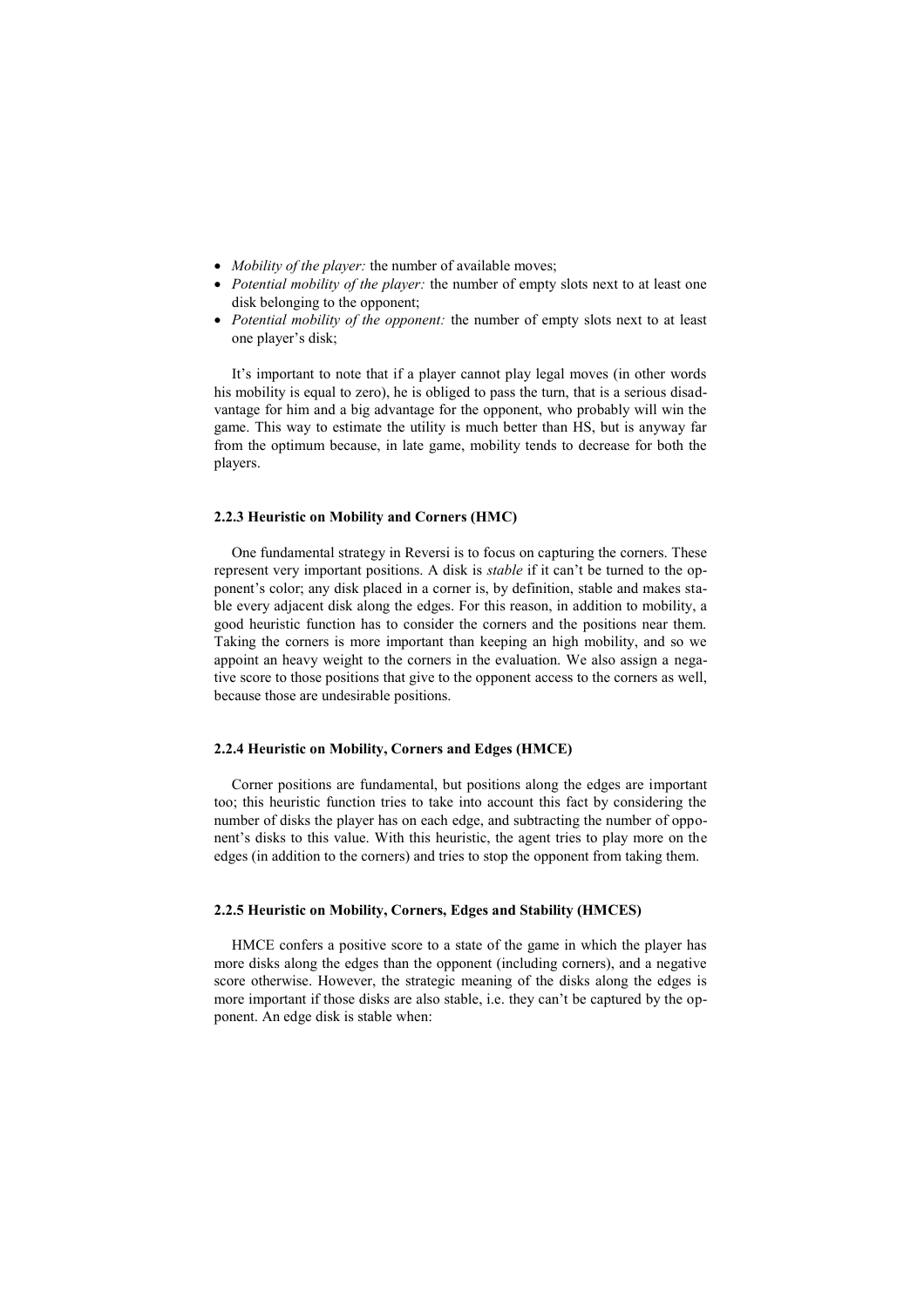- *Mobility of the player:* the number of available moves;
- *Potential mobility of the player:* the number of empty slots next to at least one disk belonging to the opponent;
- *Potential mobility of the opponent:* the number of empty slots next to at least one player's disk;

It's important to note that if a player cannot play legal moves (in other words his mobility is equal to zero), he is obliged to pass the turn, that is a serious disadvantage for him and a big advantage for the opponent, who probably will win the game. This way to estimate the utility is much better than HS, but is anyway far from the optimum because, in late game, mobility tends to decrease for both the players.

#### 2.2.3 Heuristic on Mobility and Corners (HMC)

One fundamental strategy in Reversi is to focus on capturing the corners. These represent very important positions. A disk is *stable* if it can't be turned to the opponent's color; any disk placed in a corner is, by definition, stable and makes stable every adjacent disk along the edges. For this reason, in addition to mobility, a good heuristic function has to consider the corners and the positions near them. Taking the corners is more important than keeping an high mobility, and so we appoint an heavy weight to the corners in the evaluation. We also assign a negative score to those positions that give to the opponent access to the corners as well, because those are undesirable positions.

#### 2.2.4 Heuristic on Mobility, Corners and Edges (HMCE)

Corner positions are fundamental, but positions along the edges are important too; this heuristic function tries to take into account this fact by considering the number of disks the player has on each edge, and subtracting the number of opponent's disks to this value. With this heuristic, the agent tries to play more on the edges (in addition to the corners) and tries to stop the opponent from taking them.

#### 2.2.5 Heuristic on Mobility, Corners, Edges and Stability (HMCES)

HMCE confers a positive score to a state of the game in which the player has more disks along the edges than the opponent (including corners), and a negative score otherwise. However, the strategic meaning of the disks along the edges is more important if those disks are also stable, i.e. they can't be captured by the opponent. An edge disk is stable when: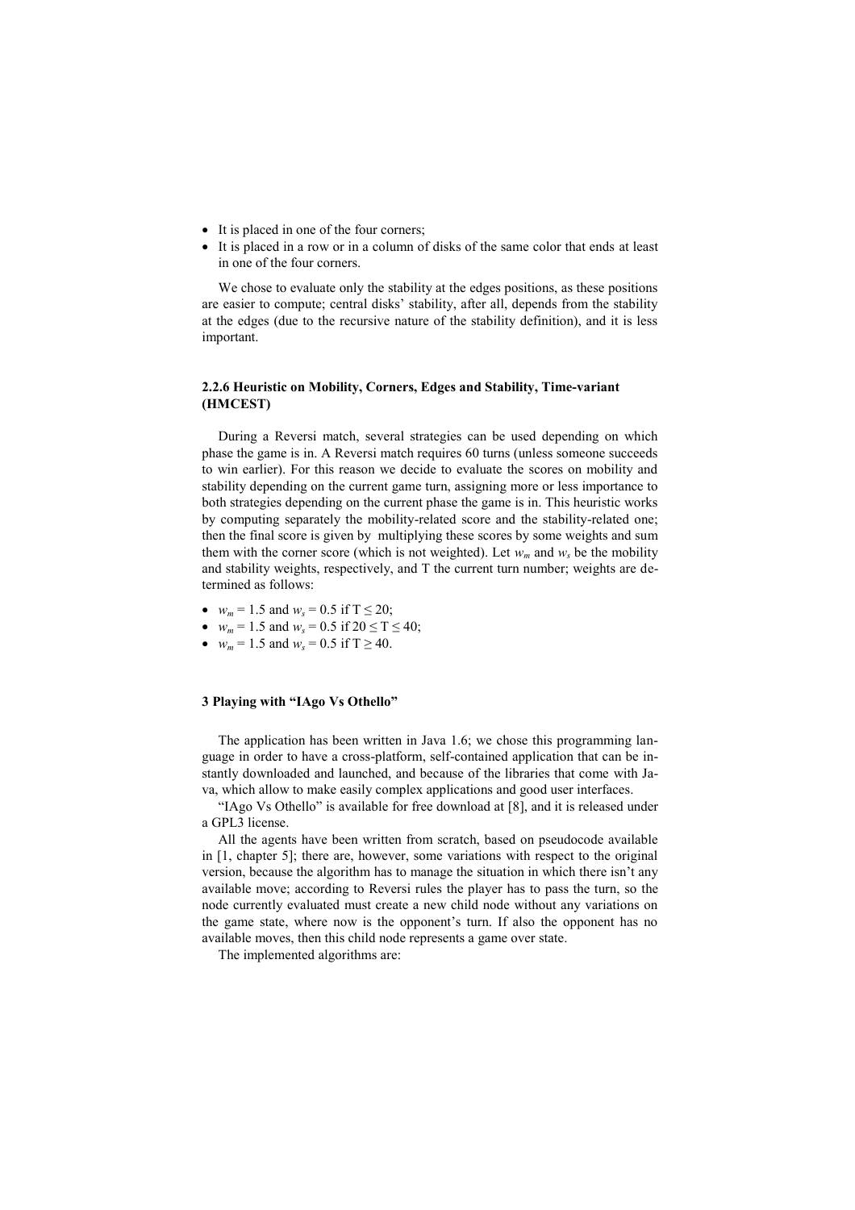- It is placed in one of the four corners;
- It is placed in a row or in a column of disks of the same color that ends at least in one of the four corners.

We chose to evaluate only the stability at the edges positions, as these positions are easier to compute; central disks' stability, after all, depends from the stability at the edges (due to the recursive nature of the stability definition), and it is less important.

#### 2.2.6 Heuristic on Mobility, Corners, Edges and Stability, Time-variant (HMCEST)

During a Reversi match, several strategies can be used depending on which phase the game is in. A Reversi match requires 60 turns (unless someone succeeds to win earlier). For this reason we decide to evaluate the scores on mobility and stability depending on the current game turn, assigning more or less importance to both strategies depending on the current phase the game is in. This heuristic works by computing separately the mobility-related score and the stability-related one; then the final score is given by multiplying these scores by some weights and sum them with the corner score (which is not weighted). Let $w_m$ and $w_s$ be the mobility and stability weights, respectively, and T the current turn number; weights are determined as follows:

- $w_m = 1.5$ and $w_s = 0.5$ if $T \leq 20$;
- $w_m = 1.5$ and $w_s = 0.5$ if $20 \leq T \leq 40$;
- $w_m = 1.5$ and $w_s = 0.5$ if $T \geq 40$.

### 3 Playing with "IAgo Vs Othello"

The application has been written in Java 1.6; we chose this programming language in order to have a cross-platform, self-contained application that can be instantly downloaded and launched, and because of the libraries that come with Java, which allow to make easily complex applications and good user interfaces.

"IAgo Vs Othello" is available for free download at [8], and it is released under a GPL3 license.

All the agents have been written from scratch, based on pseudocode available in [1, chapter 5]; there are, however, some variations with respect to the original version, because the algorithm has to manage the situation in which there isn't any available move; according to Reversi rules the player has to pass the turn, so the node currently evaluated must create a new child node without any variations on the game state, where now is the opponent's turn. If also the opponent has no available moves, then this child node represents a game over state.

The implemented algorithms are: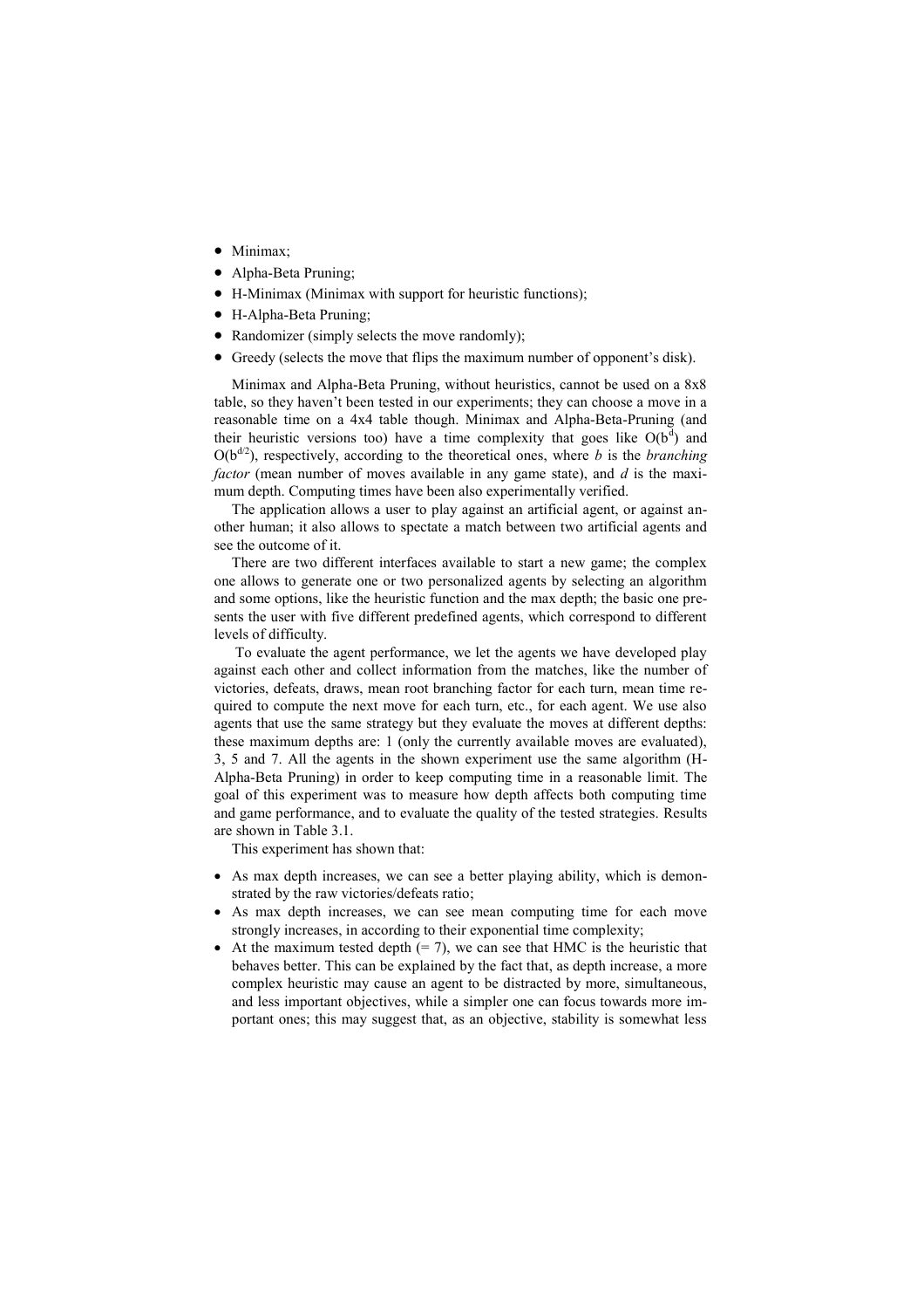- Minimax;
- Alpha-Beta Pruning;
- H-Minimax (Minimax with support for heuristic functions);
- H-Alpha-Beta Pruning;
- Randomizer (simply selects the move randomly);
- Greedy (selects the move that flips the maximum number of opponent's disk).

Minimax and Alpha-Beta Pruning, without heuristics, cannot be used on a 8x8 table, so they haven't been tested in our experiments; they can choose a move in a reasonable time on a 4x4 table though. Minimax and Alpha-Beta-Pruning (and their heuristic versions too) have a time complexity that goes like $O(b^d)$ and $O(b^{d/2})$, respectively, according to the theoretical ones, where *b* is the *branching factor* (mean number of moves available in any game state), and *d* is the maximum depth. Computing times have been also experimentally verified.

The application allows a user to play against an artificial agent, or against another human; it also allows to spectate a match between two artificial agents and see the outcome of it.

There are two different interfaces available to start a new game; the complex one allows to generate one or two personalized agents by selecting an algorithm and some options, like the heuristic function and the max depth; the basic one presents the user with five different predefined agents, which correspond to different levels of difficulty.

To evaluate the agent performance, we let the agents we have developed play against each other and collect information from the matches, like the number of victories, defeats, draws, mean root branching factor for each turn, mean time required to compute the next move for each turn, etc., for each agent. We use also agents that use the same strategy but they evaluate the moves at different depths: these maximum depths are: 1 (only the currently available moves are evaluated), 3, 5 and 7. All the agents in the shown experiment use the same algorithm (H-Alpha-Beta Pruning) in order to keep computing time in a reasonable limit. The goal of this experiment was to measure how depth affects both computing time and game performance, and to evaluate the quality of the tested strategies. Results are shown in Table 3.1.

This experiment has shown that:

- As max depth increases, we can see a better playing ability, which is demonstrated by the raw victories/defeats ratio;
- As max depth increases, we can see mean computing time for each move strongly increases, in according to their exponential time complexity;
- At the maximum tested depth (= 7), we can see that HMC is the heuristic that behaves better. This can be explained by the fact that, as depth increase, a more complex heuristic may cause an agent to be distracted by more, simultaneous, and less important objectives, while a simpler one can focus towards more important ones; this may suggest that, as an objective, stability is somewhat less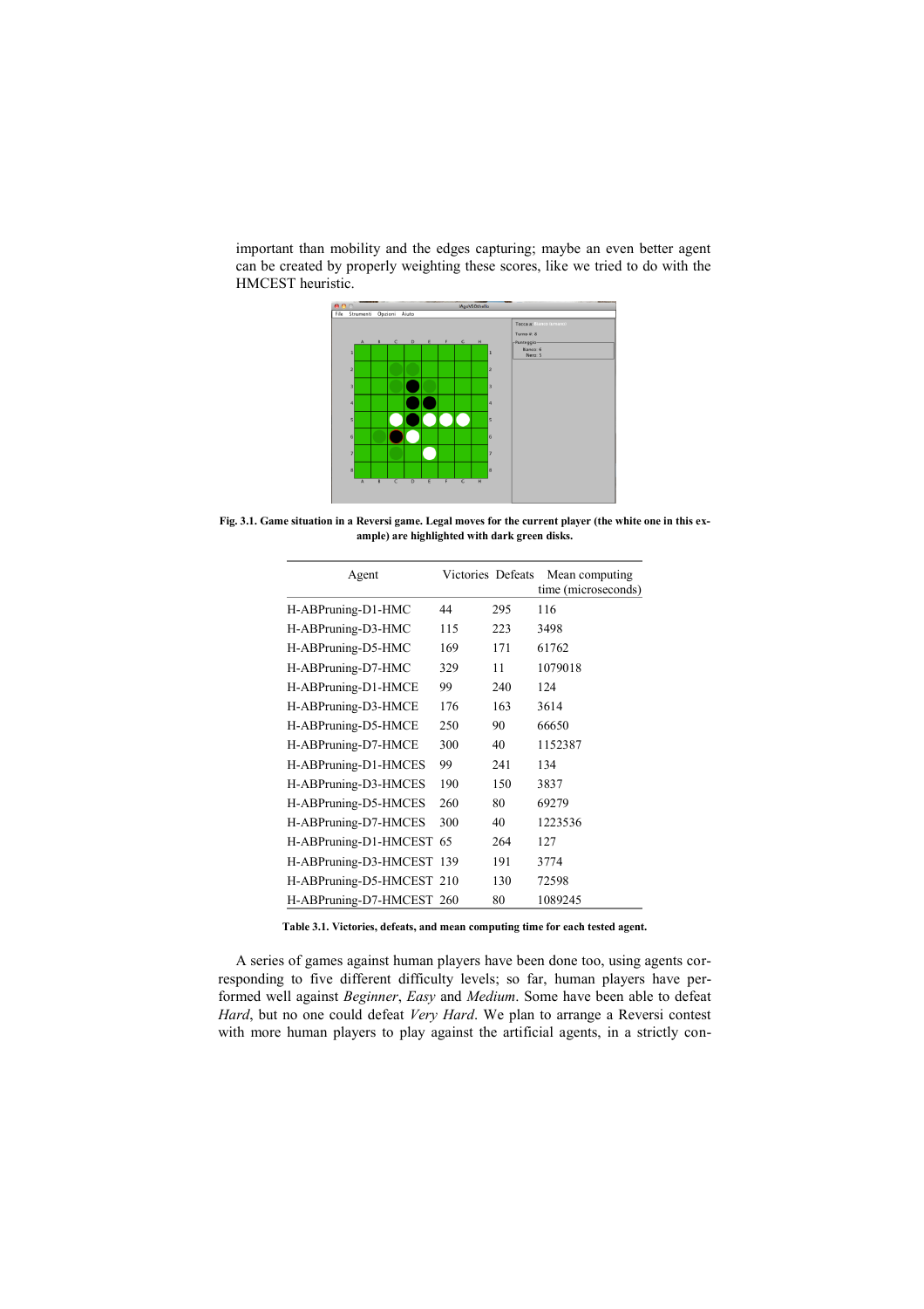important than mobility and the edges capturing; maybe an even better agent can be created by properly weighting these scores, like we tried to do with the HMCEST heuristic.

**Fig. 3.1. Game situation in a Reversi game. Legal moves for the current player (the white one in this example) are highlighted with dark green disks.**

| Agent | Victories | Defeats | Mean computing time (microseconds) |
|---|---|---|---|
| H-ABPruning-D1-HMC | 44 | 295 | 116 |
| H-ABPruning-D3-HMC | 115 | 223 | 3498 |
| H-ABPruning-D5-HMC | 169 | 171 | 61762 |
| H-ABPruning-D7-HMC | 329 | 11 | 1079018 |
| H-ABPruning-D1-HMCE | 99 | 240 | 124 |
| H-ABPruning-D3-HMCE | 176 | 163 | 3614 |
| H-ABPruning-D5-HMCE | 250 | 90 | 66650 |
| H-ABPruning-D7-HMCE | 300 | 40 | 1152387 |
| H-ABPruning-D1-HMCES | 99 | 241 | 134 |
| H-ABPruning-D3-HMCES | 190 | 150 | 3837 |
| H-ABPruning-D5-HMCES | 260 | 80 | 69279 |
| H-ABPruning-D7-HMCES | 300 | 40 | 1223536 |
| H-ABPruning-D1-HMCEST | 65 | 264 | 127 |
| H-ABPruning-D3-HMCEST | 139 | 191 | 3774 |
| H-ABPruning-D5-HMCEST | 210 | 130 | 72598 |
| H-ABPruning-D7-HMCEST | 260 | 80 | 1089245 |

**Table 3.1. Victories, defeats, and mean computing time for each tested agent.**

A series of games against human players have been done too, using agents corresponding to five different difficulty levels; so far, human players have performed well against *Beginner*, *Easy* and *Medium*. Some have been able to defeat *Hard*, but no one could defeat *Very Hard*. We plan to arrange a Reversi contest with more human players to play against the artificial agents, in a strictly con-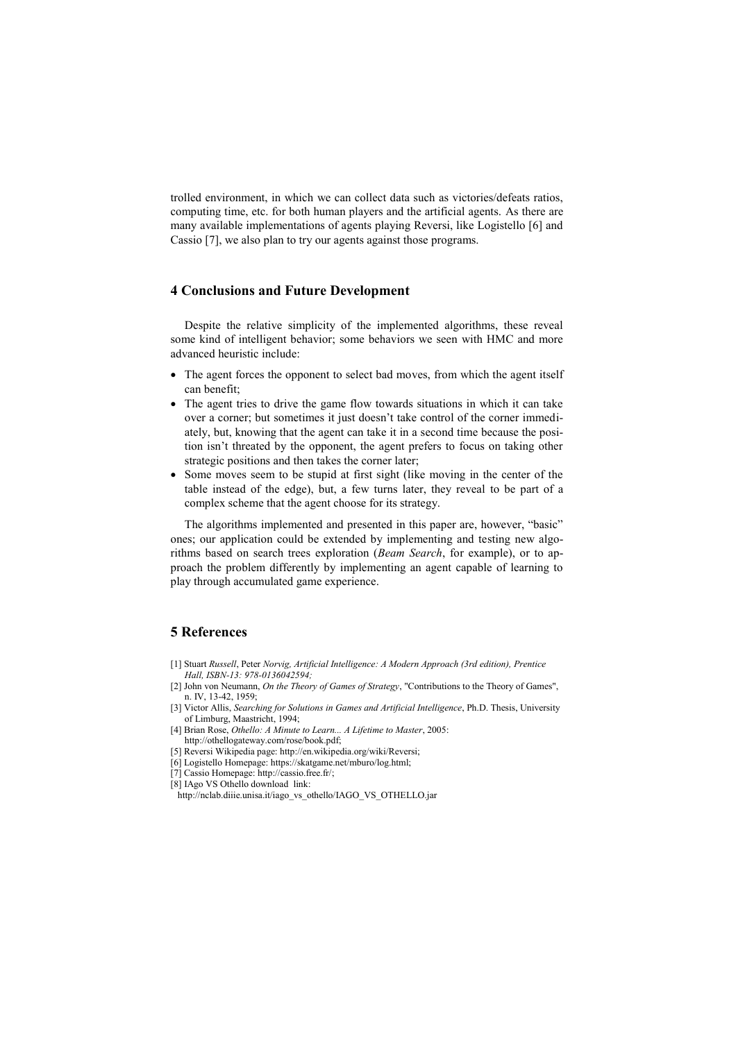trolled environment, in which we can collect data such as victories/defeats ratios, computing time, etc. for both human players and the artificial agents. As there are many available implementations of agents playing Reversi, like Logistello [6] and Cassio [7], we also plan to try our agents against those programs.

## 4 Conclusions and Future Development

Despite the relative simplicity of the implemented algorithms, these reveal some kind of intelligent behavior; some behaviors we seen with HMC and more advanced heuristic include:

- The agent forces the opponent to select bad moves, from which the agent itself can benefit;
- The agent tries to drive the game flow towards situations in which it can take over a corner; but sometimes it just doesn't take control of the corner immediately, but, knowing that the agent can take it in a second time because the position isn't threated by the opponent, the agent prefers to focus on taking other strategic positions and then takes the corner later;
- Some moves seem to be stupid at first sight (like moving in the center of the table instead of the edge), but, a few turns later, they reveal to be part of a complex scheme that the agent choose for its strategy.

The algorithms implemented and presented in this paper are, however, "basic" ones; our application could be extended by implementing and testing new algorithms based on search trees exploration (*Beam Search*, for example), or to approach the problem differently by implementing an agent capable of learning to play through accumulated game experience.

## 5 References

[1] Stuart *Russell*, Peter *Norvig, Artificial Intelligence: A Modern Approach (3rd edition), Prentice Hall, ISBN-13: 978-0136042594;*

[2] John von Neumann, *On the Theory of Games of Strategy*, "Contributions to the Theory of Games", n. IV, 13-42, 1959;

[3] Victor Allis, *Searching for Solutions in Games and Artificial Intelligence*, Ph.D. Thesis, University of Limburg, Maastricht, 1994;

[4] Brian Rose, *Othello: A Minute to Learn... A Lifetime to Master*, 2005: http://othellogateway.com/rose/book.pdf;

[5] Reversi Wikipedia page: http://en.wikipedia.org/wiki/Reversi;

[6] Logistello Homepage: https://skatgame.net/mburo/log.html;

[7] Cassio Homepage: http://cassio.free.fr/;

[8] IAgo VS Othello download link: http://nclab.diiie.unisa.it/iago_vs_othello/IAGO_VS_OTHELLO.jar